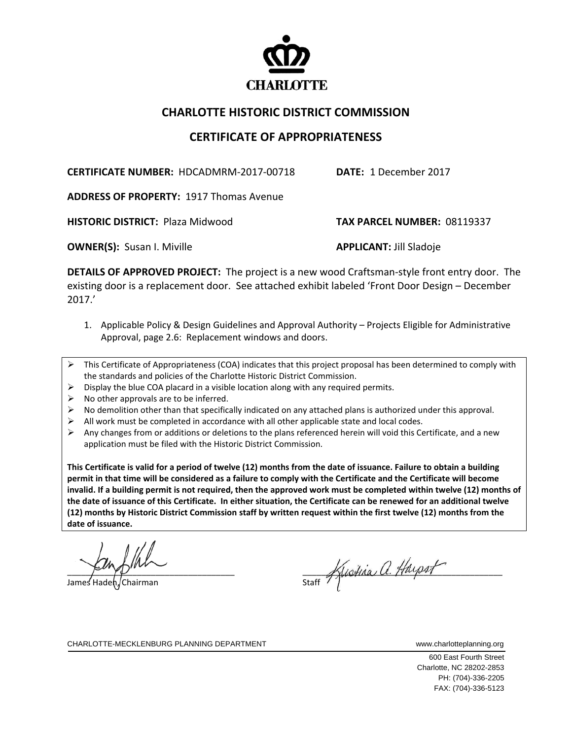CHARLOTTE

## CHARLOTTE HISTORIC DISTRICT COMMISSION

## CERTIFICATE OF APPROPRIATENESS

**CERTIFICATE NUMBER:** HDCADMRM-2017-00718 **DATE:** 1 December 2017

**ADDRESS OF PROPERTY:** 1917 Thomas Avenue

**HISTORIC DISTRICT:** Plaza Midwood **TAX PARCEL NUMBER:** 08119337

**OWNER(S):** Susan I. Miville **APPLICANT:** Jill Sladoje

**DETAILS OF APPROVED PROJECT:** The project is a new wood Craftsman-style front entry door. The existing door is a replacement door. See attached exhibit labeled 'Front Door Design – December 2017.'

1. Applicable Policy & Design Guidelines and Approval Authority – Projects Eligible for Administrative Approval, page 2.6: Replacement windows and doors.

- This Certificate of Appropriateness (COA) indicates that this project proposal has been determined to comply with the standards and policies of the Charlotte Historic District Commission.
- Display the blue COA placard in a visible location along with any required permits.
- No other approvals are to be inferred.
- No demolition other than that specifically indicated on any attached plans is authorized under this approval.
- All work must be completed in accordance with all other applicable state and local codes.
- Any changes from or additions or deletions to the plans referenced herein will void this Certificate, and a new application must be filed with the Historic District Commission.

**This Certificate is valid for a period of twelve (12) months from the date of issuance. Failure to obtain a building permit in that time will be considered as a failure to comply with the Certificate and the Certificate will become invalid. If a building permit is not required, then the approved work must be completed within twelve (12) months of the date of issuance of this Certificate. In either situation, the Certificate can be renewed for an additional twelve (12) months by Historic District Commission staff by written request within the first twelve (12) months from the date of issuance.**

James Haden, Chairman

Staff

CHARLOTTE-MECKLENBURG PLANNING DEPARTMENT www.charlotteplanning.org

600 East Fourth Street
Charlotte, NC 28202-2853
PH: (704)-336-2205
FAX: (704)-336-5123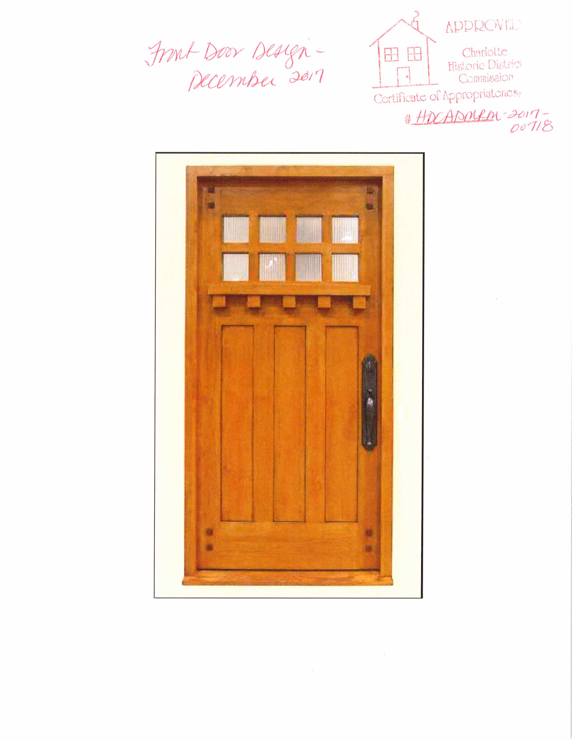Front Door Design - December 2017

APPROVED

Charlotte Historic District Commission

Certificate of Appropriateness

# HDCADMRM-2017-00718